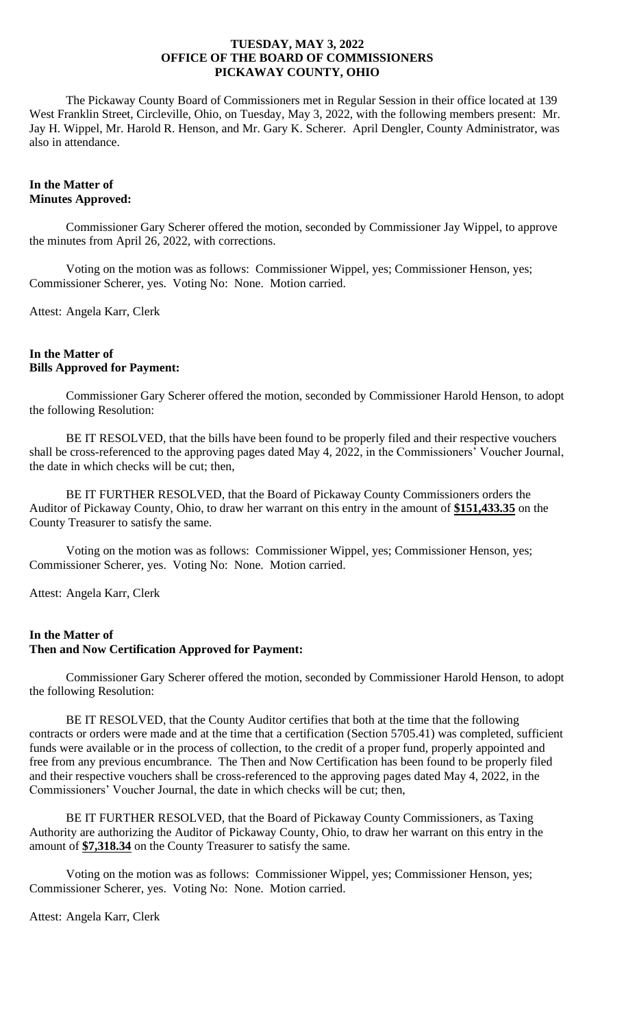**TUESDAY, MAY 3, 2022**
**OFFICE OF THE BOARD OF COMMISSIONERS**
**PICKAWAY COUNTY, OHIO**

The Pickaway County Board of Commissioners met in Regular Session in their office located at 139 West Franklin Street, Circleville, Ohio, on Tuesday, May 3, 2022, with the following members present: Mr. Jay H. Wippel, Mr. Harold R. Henson, and Mr. Gary K. Scherer. April Dengler, County Administrator, was also in attendance.

**In the Matter of**
**Minutes Approved:**

Commissioner Gary Scherer offered the motion, seconded by Commissioner Jay Wippel, to approve the minutes from April 26, 2022, with corrections.

Voting on the motion was as follows: Commissioner Wippel, yes; Commissioner Henson, yes; Commissioner Scherer, yes. Voting No: None. Motion carried.

Attest: Angela Karr, Clerk

**In the Matter of**
**Bills Approved for Payment:**

Commissioner Gary Scherer offered the motion, seconded by Commissioner Harold Henson, to adopt the following Resolution:

BE IT RESOLVED, that the bills have been found to be properly filed and their respective vouchers shall be cross-referenced to the approving pages dated May 4, 2022, in the Commissioners' Voucher Journal, the date in which checks will be cut; then,

BE IT FURTHER RESOLVED, that the Board of Pickaway County Commissioners orders the Auditor of Pickaway County, Ohio, to draw her warrant on this entry in the amount of **$151,433.35** on the County Treasurer to satisfy the same.

Voting on the motion was as follows: Commissioner Wippel, yes; Commissioner Henson, yes; Commissioner Scherer, yes. Voting No: None. Motion carried.

Attest: Angela Karr, Clerk

**In the Matter of**
**Then and Now Certification Approved for Payment:**

Commissioner Gary Scherer offered the motion, seconded by Commissioner Harold Henson, to adopt the following Resolution:

BE IT RESOLVED, that the County Auditor certifies that both at the time that the following contracts or orders were made and at the time that a certification (Section 5705.41) was completed, sufficient funds were available or in the process of collection, to the credit of a proper fund, properly appointed and free from any previous encumbrance. The Then and Now Certification has been found to be properly filed and their respective vouchers shall be cross-referenced to the approving pages dated May 4, 2022, in the Commissioners' Voucher Journal, the date in which checks will be cut; then,

BE IT FURTHER RESOLVED, that the Board of Pickaway County Commissioners, as Taxing Authority are authorizing the Auditor of Pickaway County, Ohio, to draw her warrant on this entry in the amount of **$7,318.34** on the County Treasurer to satisfy the same.

Voting on the motion was as follows: Commissioner Wippel, yes; Commissioner Henson, yes; Commissioner Scherer, yes. Voting No: None. Motion carried.

Attest: Angela Karr, Clerk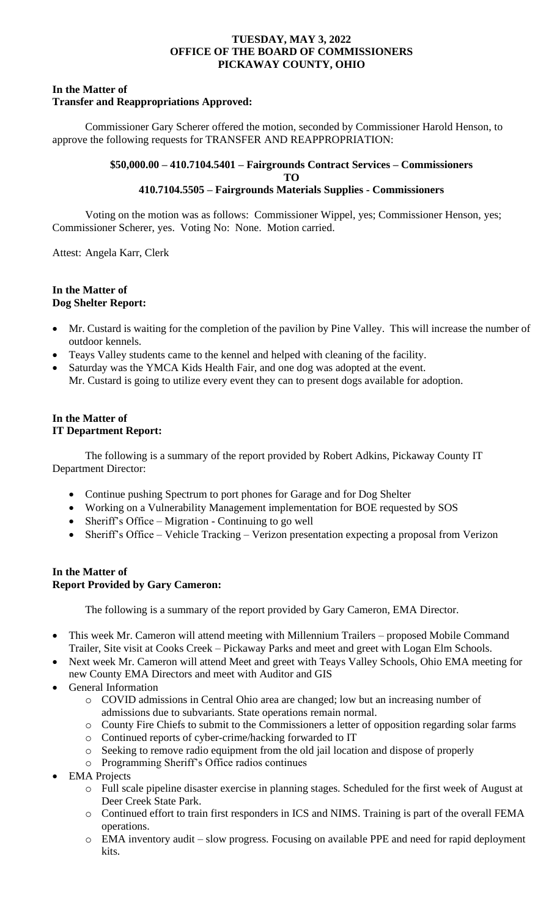**TUESDAY, MAY 3, 2022**
**OFFICE OF THE BOARD OF COMMISSIONERS**
**PICKAWAY COUNTY, OHIO**

**In the Matter of**
**Transfer and Reappropriations Approved:**

Commissioner Gary Scherer offered the motion, seconded by Commissioner Harold Henson, to approve the following requests for TRANSFER AND REAPPROPRIATION:

**$50,000.00 – 410.7104.5401 – Fairgrounds Contract Services – Commissioners**
**TO**
**410.7104.5505 – Fairgrounds Materials Supplies - Commissioners**

Voting on the motion was as follows: Commissioner Wippel, yes; Commissioner Henson, yes; Commissioner Scherer, yes. Voting No: None. Motion carried.

Attest: Angela Karr, Clerk

**In the Matter of**
**Dog Shelter Report:**

- Mr. Custard is waiting for the completion of the pavilion by Pine Valley. This will increase the number of outdoor kennels.
- Teays Valley students came to the kennel and helped with cleaning of the facility.
- Saturday was the YMCA Kids Health Fair, and one dog was adopted at the event.
  Mr. Custard is going to utilize every event they can to present dogs available for adoption.

**In the Matter of**
**IT Department Report:**

The following is a summary of the report provided by Robert Adkins, Pickaway County IT Department Director:

- Continue pushing Spectrum to port phones for Garage and for Dog Shelter
- Working on a Vulnerability Management implementation for BOE requested by SOS
- Sheriff's Office – Migration - Continuing to go well
- Sheriff's Office – Vehicle Tracking – Verizon presentation expecting a proposal from Verizon

**In the Matter of**
**Report Provided by Gary Cameron:**

The following is a summary of the report provided by Gary Cameron, EMA Director.

- This week Mr. Cameron will attend meeting with Millennium Trailers – proposed Mobile Command Trailer, Site visit at Cooks Creek – Pickaway Parks and meet and greet with Logan Elm Schools.
- Next week Mr. Cameron will attend Meet and greet with Teays Valley Schools, Ohio EMA meeting for new County EMA Directors and meet with Auditor and GIS
- General Information
  - COVID admissions in Central Ohio area are changed; low but an increasing number of admissions due to subvariants. State operations remain normal.
  - County Fire Chiefs to submit to the Commissioners a letter of opposition regarding solar farms
  - Continued reports of cyber-crime/hacking forwarded to IT
  - Seeking to remove radio equipment from the old jail location and dispose of properly
  - Programming Sheriff's Office radios continues
- EMA Projects
  - Full scale pipeline disaster exercise in planning stages. Scheduled for the first week of August at Deer Creek State Park.
  - Continued effort to train first responders in ICS and NIMS. Training is part of the overall FEMA operations.
  - EMA inventory audit – slow progress. Focusing on available PPE and need for rapid deployment kits.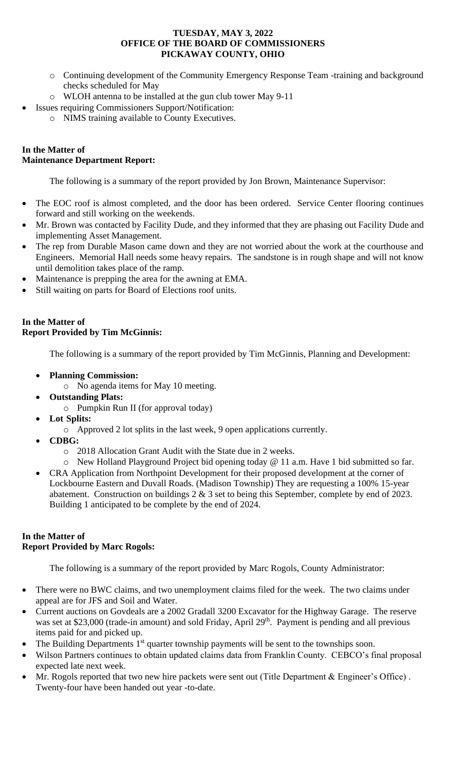- Continuing development of the Community Emergency Response Team -training and background checks scheduled for May
  - WLOH antenna to be installed at the gun club tower May 9-11
- Issues requiring Commissioners Support/Notification:
  - NIMS training available to County Executives.

**In the Matter of**
**Maintenance Department Report:**

The following is a summary of the report provided by Jon Brown, Maintenance Supervisor:

- The EOC roof is almost completed, and the door has been ordered. Service Center flooring continues forward and still working on the weekends.
- Mr. Brown was contacted by Facility Dude, and they informed that they are phasing out Facility Dude and implementing Asset Management.
- The rep from Durable Mason came down and they are not worried about the work at the courthouse and Engineers. Memorial Hall needs some heavy repairs. The sandstone is in rough shape and will not know until demolition takes place of the ramp.
- Maintenance is prepping the area for the awning at EMA.
- Still waiting on parts for Board of Elections roof units.

**In the Matter of**
**Report Provided by Tim McGinnis:**

The following is a summary of the report provided by Tim McGinnis, Planning and Development:

- **Planning Commission:**
  - No agenda items for May 10 meeting.
- **Outstanding Plats:**
  - Pumpkin Run II (for approval today)
- **Lot Splits:**
  - Approved 2 lot splits in the last week, 9 open applications currently.
- **CDBG:**
  - 2018 Allocation Grant Audit with the State due in 2 weeks.
  - New Holland Playground Project bid opening today @ 11 a.m. Have 1 bid submitted so far.
- CRA Application from Northpoint Development for their proposed development at the corner of Lockbourne Eastern and Duvall Roads. (Madison Township) They are requesting a 100% 15-year abatement. Construction on buildings 2 & 3 set to being this September, complete by end of 2023. Building 1 anticipated to be complete by the end of 2024.

**In the Matter of**
**Report Provided by Marc Rogols:**

The following is a summary of the report provided by Marc Rogols, County Administrator:

- There were no BWC claims, and two unemployment claims filed for the week. The two claims under appeal are for JFS and Soil and Water.
- Current auctions on Govdeals are a 2002 Gradall 3200 Excavator for the Highway Garage. The reserve was set at $23,000 (trade-in amount) and sold Friday, April 29th. Payment is pending and all previous items paid for and picked up.
- The Building Departments 1st quarter township payments will be sent to the townships soon.
- Wilson Partners continues to obtain updated claims data from Franklin County. CEBCO's final proposal expected late next week.
- Mr. Rogols reported that two new hire packets were sent out (Title Department & Engineer's Office) . Twenty-four have been handed out year -to-date.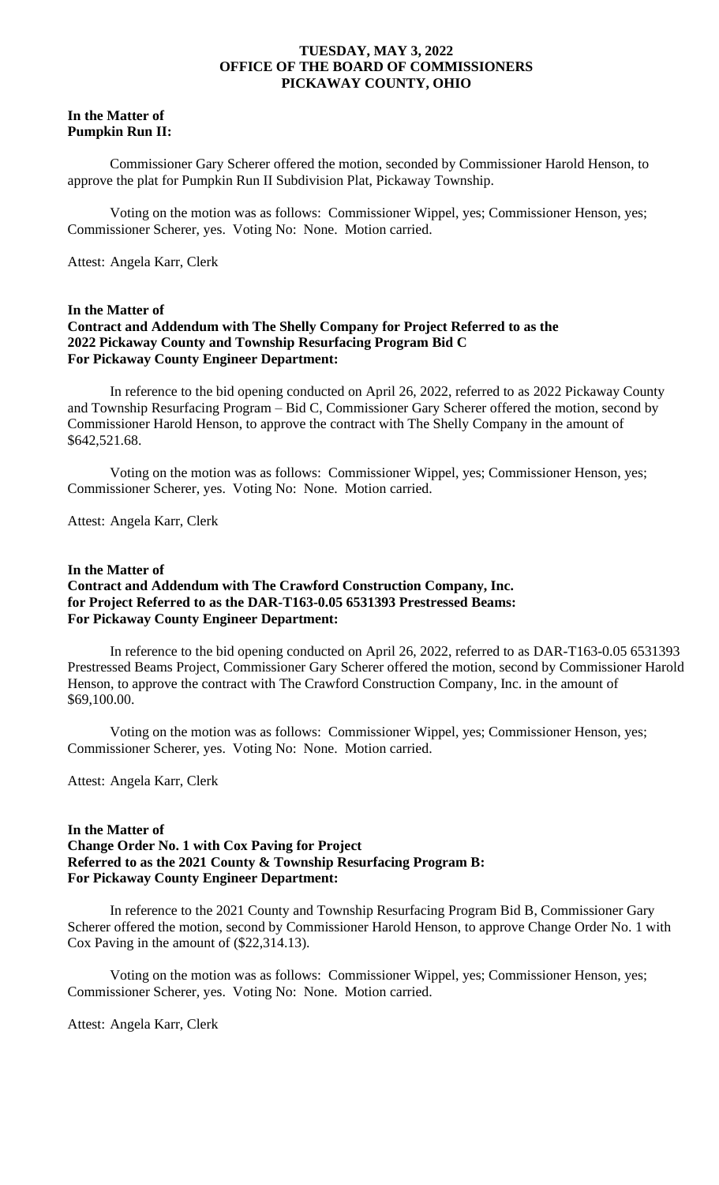**In the Matter of**
**Pumpkin Run II:**

Commissioner Gary Scherer offered the motion, seconded by Commissioner Harold Henson, to approve the plat for Pumpkin Run II Subdivision Plat, Pickaway Township.

Voting on the motion was as follows: Commissioner Wippel, yes; Commissioner Henson, yes; Commissioner Scherer, yes. Voting No: None. Motion carried.

Attest: Angela Karr, Clerk

**In the Matter of**
**Contract and Addendum with The Shelly Company for Project Referred to as the 2022 Pickaway County and Township Resurfacing Program Bid C**
**For Pickaway County Engineer Department:**

In reference to the bid opening conducted on April 26, 2022, referred to as 2022 Pickaway County and Township Resurfacing Program – Bid C, Commissioner Gary Scherer offered the motion, second by Commissioner Harold Henson, to approve the contract with The Shelly Company in the amount of $642,521.68.

Voting on the motion was as follows: Commissioner Wippel, yes; Commissioner Henson, yes; Commissioner Scherer, yes. Voting No: None. Motion carried.

Attest: Angela Karr, Clerk

**In the Matter of**
**Contract and Addendum with The Crawford Construction Company, Inc. for Project Referred to as the DAR-T163-0.05 6531393 Prestressed Beams:**
**For Pickaway County Engineer Department:**

In reference to the bid opening conducted on April 26, 2022, referred to as DAR-T163-0.05 6531393 Prestressed Beams Project, Commissioner Gary Scherer offered the motion, second by Commissioner Harold Henson, to approve the contract with The Crawford Construction Company, Inc. in the amount of $69,100.00.

Voting on the motion was as follows: Commissioner Wippel, yes; Commissioner Henson, yes; Commissioner Scherer, yes. Voting No: None. Motion carried.

Attest: Angela Karr, Clerk

**In the Matter of**
**Change Order No. 1 with Cox Paving for Project Referred to as the 2021 County & Township Resurfacing Program B:**
**For Pickaway County Engineer Department:**

In reference to the 2021 County and Township Resurfacing Program Bid B, Commissioner Gary Scherer offered the motion, second by Commissioner Harold Henson, to approve Change Order No. 1 with Cox Paving in the amount of ($22,314.13).

Voting on the motion was as follows: Commissioner Wippel, yes; Commissioner Henson, yes; Commissioner Scherer, yes. Voting No: None. Motion carried.

Attest: Angela Karr, Clerk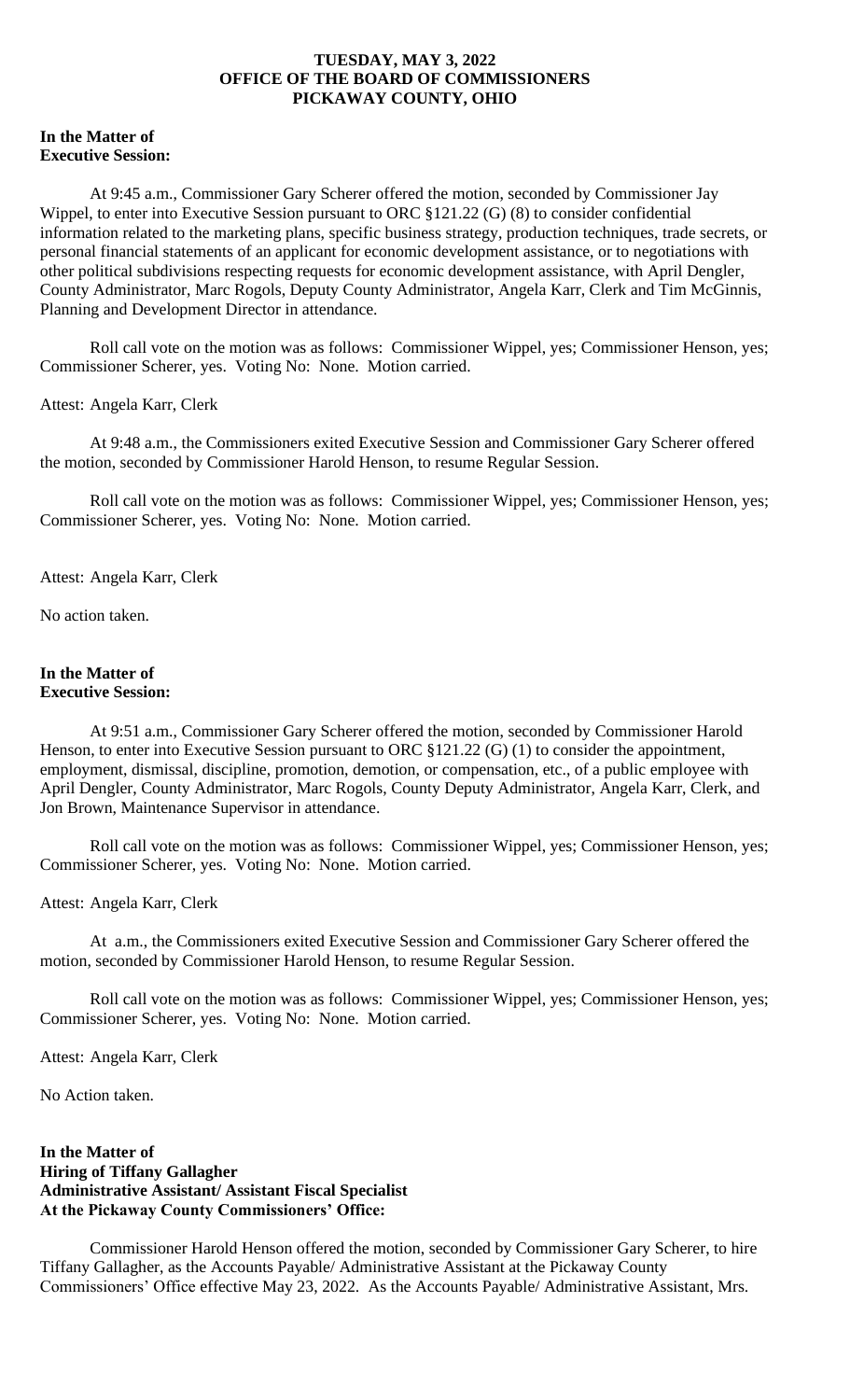**TUESDAY, MAY 3, 2022**
**OFFICE OF THE BOARD OF COMMISSIONERS**
**PICKAWAY COUNTY, OHIO**

**In the Matter of**
**Executive Session:**

At 9:45 a.m., Commissioner Gary Scherer offered the motion, seconded by Commissioner Jay Wippel, to enter into Executive Session pursuant to ORC §121.22 (G) (8) to consider confidential information related to the marketing plans, specific business strategy, production techniques, trade secrets, or personal financial statements of an applicant for economic development assistance, or to negotiations with other political subdivisions respecting requests for economic development assistance, with April Dengler, County Administrator, Marc Rogols, Deputy County Administrator, Angela Karr, Clerk and Tim McGinnis, Planning and Development Director in attendance.

Roll call vote on the motion was as follows: Commissioner Wippel, yes; Commissioner Henson, yes; Commissioner Scherer, yes. Voting No: None. Motion carried.

Attest: Angela Karr, Clerk

At 9:48 a.m., the Commissioners exited Executive Session and Commissioner Gary Scherer offered the motion, seconded by Commissioner Harold Henson, to resume Regular Session.

Roll call vote on the motion was as follows: Commissioner Wippel, yes; Commissioner Henson, yes; Commissioner Scherer, yes. Voting No: None. Motion carried.

Attest: Angela Karr, Clerk

No action taken.

**In the Matter of**
**Executive Session:**

At 9:51 a.m., Commissioner Gary Scherer offered the motion, seconded by Commissioner Harold Henson, to enter into Executive Session pursuant to ORC §121.22 (G) (1) to consider the appointment, employment, dismissal, discipline, promotion, demotion, or compensation, etc., of a public employee with April Dengler, County Administrator, Marc Rogols, County Deputy Administrator, Angela Karr, Clerk, and Jon Brown, Maintenance Supervisor in attendance.

Roll call vote on the motion was as follows: Commissioner Wippel, yes; Commissioner Henson, yes; Commissioner Scherer, yes. Voting No: None. Motion carried.

Attest: Angela Karr, Clerk

At a.m., the Commissioners exited Executive Session and Commissioner Gary Scherer offered the motion, seconded by Commissioner Harold Henson, to resume Regular Session.

Roll call vote on the motion was as follows: Commissioner Wippel, yes; Commissioner Henson, yes; Commissioner Scherer, yes. Voting No: None. Motion carried.

Attest: Angela Karr, Clerk

No Action taken.

**In the Matter of**
**Hiring of Tiffany Gallagher**
**Administrative Assistant/ Assistant Fiscal Specialist**
**At the Pickaway County Commissioners' Office:**

Commissioner Harold Henson offered the motion, seconded by Commissioner Gary Scherer, to hire Tiffany Gallagher, as the Accounts Payable/ Administrative Assistant at the Pickaway County Commissioners' Office effective May 23, 2022. As the Accounts Payable/ Administrative Assistant, Mrs.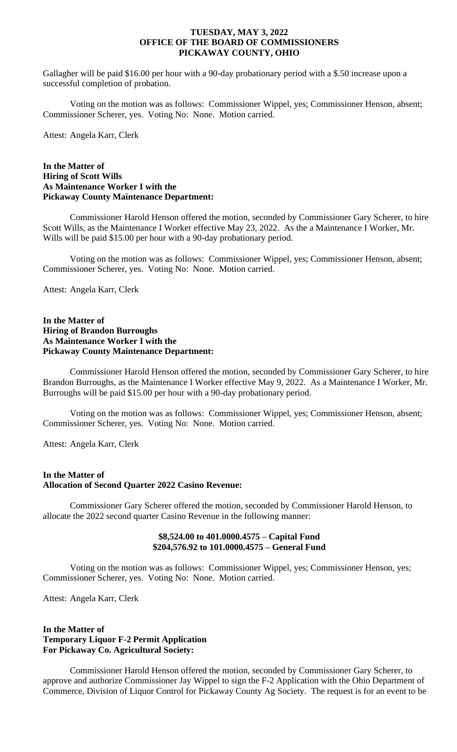Gallagher will be paid $16.00 per hour with a 90-day probationary period with a $.50 increase upon a successful completion of probation.

Voting on the motion was as follows: Commissioner Wippel, yes; Commissioner Henson, absent; Commissioner Scherer, yes. Voting No: None. Motion carried.

Attest: Angela Karr, Clerk

**In the Matter of**
**Hiring of Scott Wills**
**As Maintenance Worker I with the**
**Pickaway County Maintenance Department:**

Commissioner Harold Henson offered the motion, seconded by Commissioner Gary Scherer, to hire Scott Wills, as the Maintenance I Worker effective May 23, 2022. As the a Maintenance I Worker, Mr. Wills will be paid $15.00 per hour with a 90-day probationary period.

Voting on the motion was as follows: Commissioner Wippel, yes; Commissioner Henson, absent; Commissioner Scherer, yes. Voting No: None. Motion carried.

Attest: Angela Karr, Clerk

**In the Matter of**
**Hiring of Brandon Burroughs**
**As Maintenance Worker I with the**
**Pickaway County Maintenance Department:**

Commissioner Harold Henson offered the motion, seconded by Commissioner Gary Scherer, to hire Brandon Burroughs, as the Maintenance I Worker effective May 9, 2022. As a Maintenance I Worker, Mr. Burroughs will be paid $15.00 per hour with a 90-day probationary period.

Voting on the motion was as follows: Commissioner Wippel, yes; Commissioner Henson, absent; Commissioner Scherer, yes. Voting No: None. Motion carried.

Attest: Angela Karr, Clerk

**In the Matter of**
**Allocation of Second Quarter 2022 Casino Revenue:**

Commissioner Gary Scherer offered the motion, seconded by Commissioner Harold Henson, to allocate the 2022 second quarter Casino Revenue in the following manner:

**$8,524.00 to 401.0000.4575 – Capital Fund**
**$204,576.92 to 101.0000.4575 – General Fund**

Voting on the motion was as follows: Commissioner Wippel, yes; Commissioner Henson, yes; Commissioner Scherer, yes. Voting No: None. Motion carried.

Attest: Angela Karr, Clerk

**In the Matter of**
**Temporary Liquor F-2 Permit Application**
**For Pickaway Co. Agricultural Society:**

Commissioner Harold Henson offered the motion, seconded by Commissioner Gary Scherer, to approve and authorize Commissioner Jay Wippel to sign the F-2 Application with the Ohio Department of Commerce, Division of Liquor Control for Pickaway County Ag Society. The request is for an event to be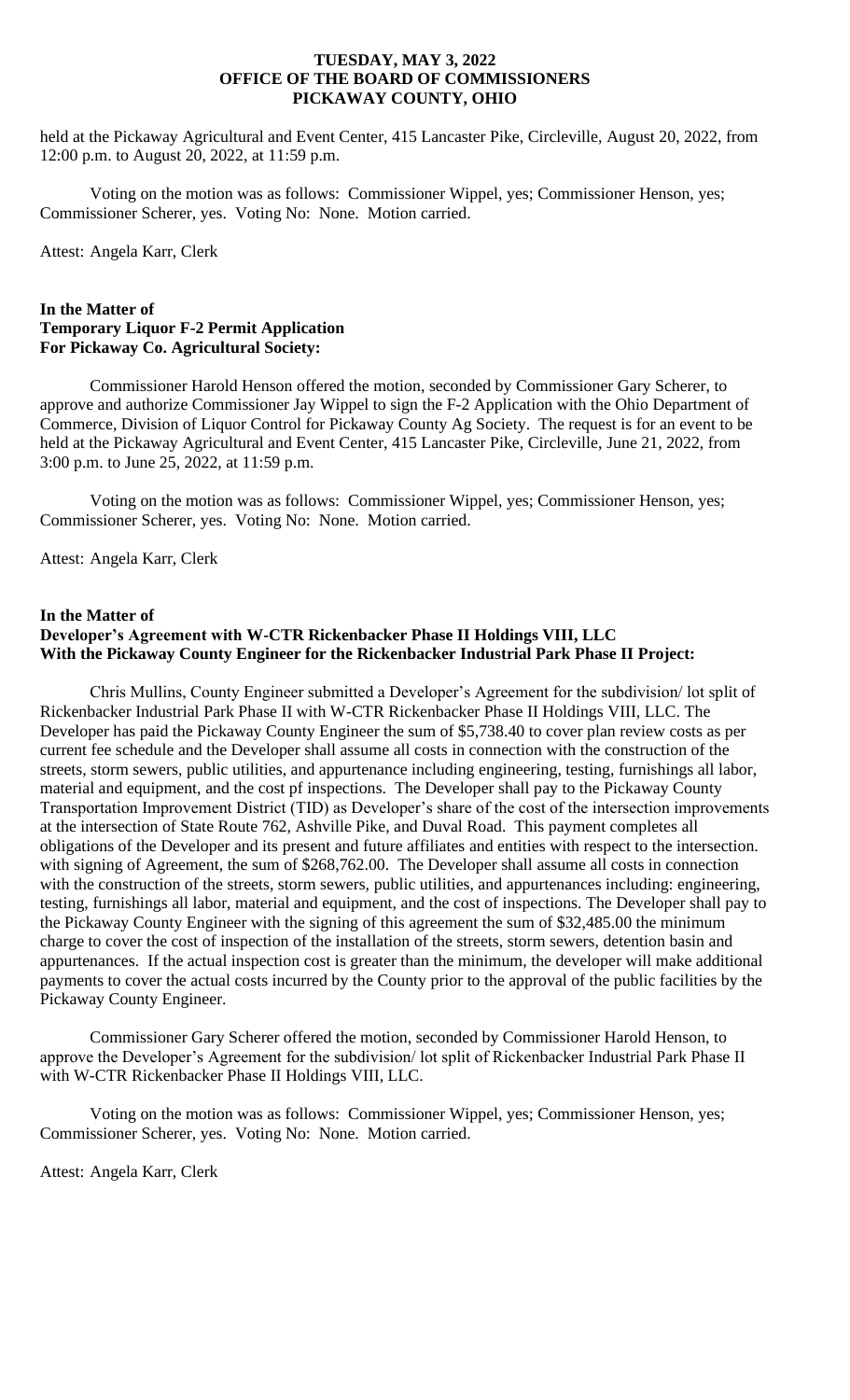held at the Pickaway Agricultural and Event Center, 415 Lancaster Pike, Circleville, August 20, 2022, from 12:00 p.m. to August 20, 2022, at 11:59 p.m.

Voting on the motion was as follows: Commissioner Wippel, yes; Commissioner Henson, yes; Commissioner Scherer, yes. Voting No: None. Motion carried.

Attest: Angela Karr, Clerk

**In the Matter of**
**Temporary Liquor F-2 Permit Application**
**For Pickaway Co. Agricultural Society:**

Commissioner Harold Henson offered the motion, seconded by Commissioner Gary Scherer, to approve and authorize Commissioner Jay Wippel to sign the F-2 Application with the Ohio Department of Commerce, Division of Liquor Control for Pickaway County Ag Society. The request is for an event to be held at the Pickaway Agricultural and Event Center, 415 Lancaster Pike, Circleville, June 21, 2022, from 3:00 p.m. to June 25, 2022, at 11:59 p.m.

Voting on the motion was as follows: Commissioner Wippel, yes; Commissioner Henson, yes; Commissioner Scherer, yes. Voting No: None. Motion carried.

Attest: Angela Karr, Clerk

**In the Matter of**
**Developer's Agreement with W-CTR Rickenbacker Phase II Holdings VIII, LLC**
**With the Pickaway County Engineer for the Rickenbacker Industrial Park Phase II Project:**

Chris Mullins, County Engineer submitted a Developer's Agreement for the subdivision/ lot split of Rickenbacker Industrial Park Phase II with W-CTR Rickenbacker Phase II Holdings VIII, LLC. The Developer has paid the Pickaway County Engineer the sum of $5,738.40 to cover plan review costs as per current fee schedule and the Developer shall assume all costs in connection with the construction of the streets, storm sewers, public utilities, and appurtenance including engineering, testing, furnishings all labor, material and equipment, and the cost pf inspections. The Developer shall pay to the Pickaway County Transportation Improvement District (TID) as Developer's share of the cost of the intersection improvements at the intersection of State Route 762, Ashville Pike, and Duval Road. This payment completes all obligations of the Developer and its present and future affiliates and entities with respect to the intersection. with signing of Agreement, the sum of $268,762.00. The Developer shall assume all costs in connection with the construction of the streets, storm sewers, public utilities, and appurtenances including: engineering, testing, furnishings all labor, material and equipment, and the cost of inspections. The Developer shall pay to the Pickaway County Engineer with the signing of this agreement the sum of $32,485.00 the minimum charge to cover the cost of inspection of the installation of the streets, storm sewers, detention basin and appurtenances. If the actual inspection cost is greater than the minimum, the developer will make additional payments to cover the actual costs incurred by the County prior to the approval of the public facilities by the Pickaway County Engineer.

Commissioner Gary Scherer offered the motion, seconded by Commissioner Harold Henson, to approve the Developer's Agreement for the subdivision/ lot split of Rickenbacker Industrial Park Phase II with W-CTR Rickenbacker Phase II Holdings VIII, LLC.

Voting on the motion was as follows: Commissioner Wippel, yes; Commissioner Henson, yes; Commissioner Scherer, yes. Voting No: None. Motion carried.

Attest: Angela Karr, Clerk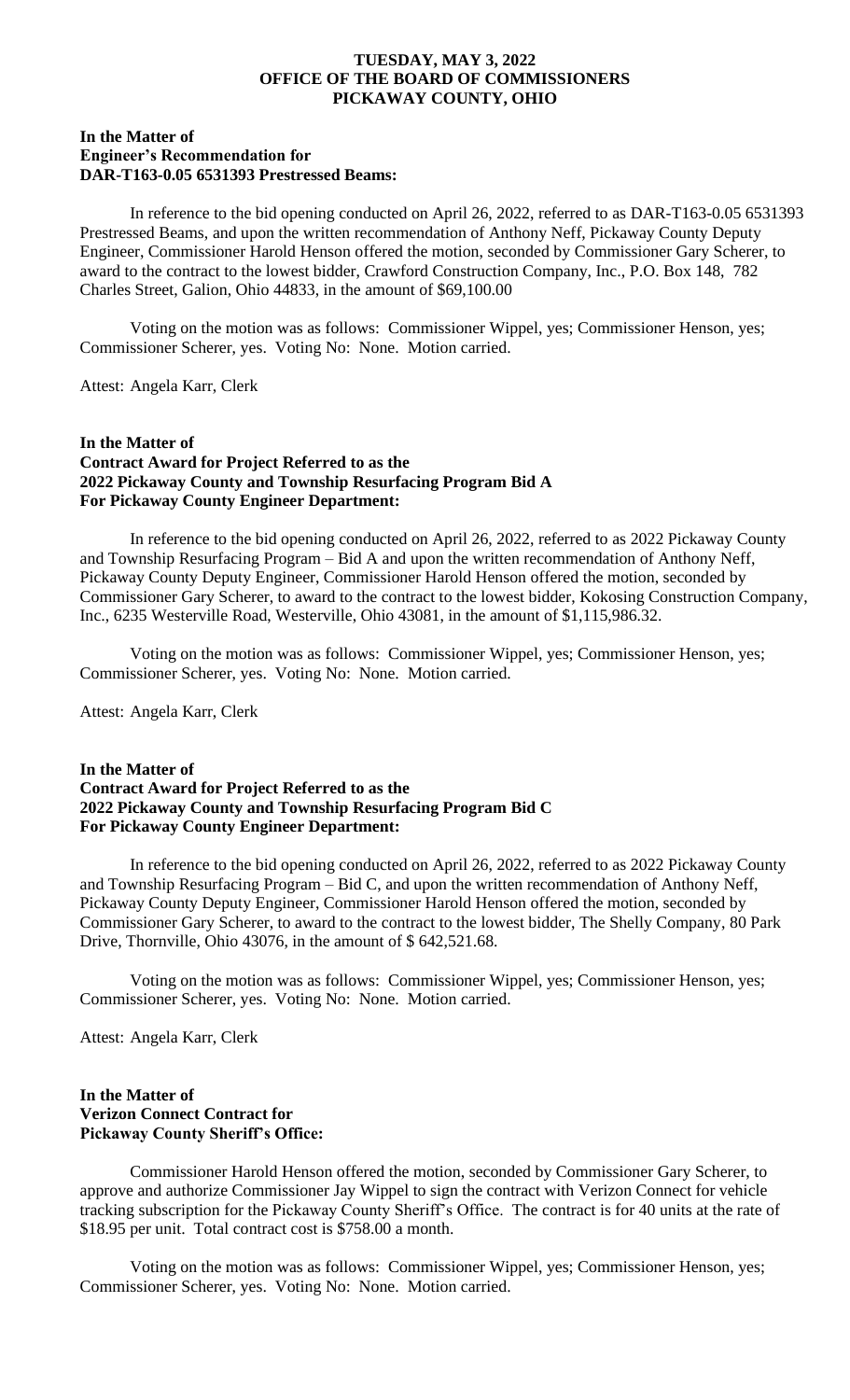**TUESDAY, MAY 3, 2022**
**OFFICE OF THE BOARD OF COMMISSIONERS**
**PICKAWAY COUNTY, OHIO**

**In the Matter of**
**Engineer's Recommendation for**
**DAR-T163-0.05 6531393 Prestressed Beams:**

In reference to the bid opening conducted on April 26, 2022, referred to as DAR-T163-0.05 6531393 Prestressed Beams, and upon the written recommendation of Anthony Neff, Pickaway County Deputy Engineer, Commissioner Harold Henson offered the motion, seconded by Commissioner Gary Scherer, to award to the contract to the lowest bidder, Crawford Construction Company, Inc., P.O. Box 148, 782 Charles Street, Galion, Ohio 44833, in the amount of $69,100.00

Voting on the motion was as follows: Commissioner Wippel, yes; Commissioner Henson, yes; Commissioner Scherer, yes. Voting No: None. Motion carried.

Attest: Angela Karr, Clerk

**In the Matter of**
**Contract Award for Project Referred to as the**
**2022 Pickaway County and Township Resurfacing Program Bid A**
**For Pickaway County Engineer Department:**

In reference to the bid opening conducted on April 26, 2022, referred to as 2022 Pickaway County and Township Resurfacing Program – Bid A and upon the written recommendation of Anthony Neff, Pickaway County Deputy Engineer, Commissioner Harold Henson offered the motion, seconded by Commissioner Gary Scherer, to award to the contract to the lowest bidder, Kokosing Construction Company, Inc., 6235 Westerville Road, Westerville, Ohio 43081, in the amount of $1,115,986.32.

Voting on the motion was as follows: Commissioner Wippel, yes; Commissioner Henson, yes; Commissioner Scherer, yes. Voting No: None. Motion carried.

Attest: Angela Karr, Clerk

**In the Matter of**
**Contract Award for Project Referred to as the**
**2022 Pickaway County and Township Resurfacing Program Bid C**
**For Pickaway County Engineer Department:**

In reference to the bid opening conducted on April 26, 2022, referred to as 2022 Pickaway County and Township Resurfacing Program – Bid C, and upon the written recommendation of Anthony Neff, Pickaway County Deputy Engineer, Commissioner Harold Henson offered the motion, seconded by Commissioner Gary Scherer, to award to the contract to the lowest bidder, The Shelly Company, 80 Park Drive, Thornville, Ohio 43076, in the amount of $ 642,521.68.

Voting on the motion was as follows: Commissioner Wippel, yes; Commissioner Henson, yes; Commissioner Scherer, yes. Voting No: None. Motion carried.

Attest: Angela Karr, Clerk

**In the Matter of**
**Verizon Connect Contract for**
**Pickaway County Sheriff's Office:**

Commissioner Harold Henson offered the motion, seconded by Commissioner Gary Scherer, to approve and authorize Commissioner Jay Wippel to sign the contract with Verizon Connect for vehicle tracking subscription for the Pickaway County Sheriff's Office. The contract is for 40 units at the rate of $18.95 per unit. Total contract cost is $758.00 a month.

Voting on the motion was as follows: Commissioner Wippel, yes; Commissioner Henson, yes; Commissioner Scherer, yes. Voting No: None. Motion carried.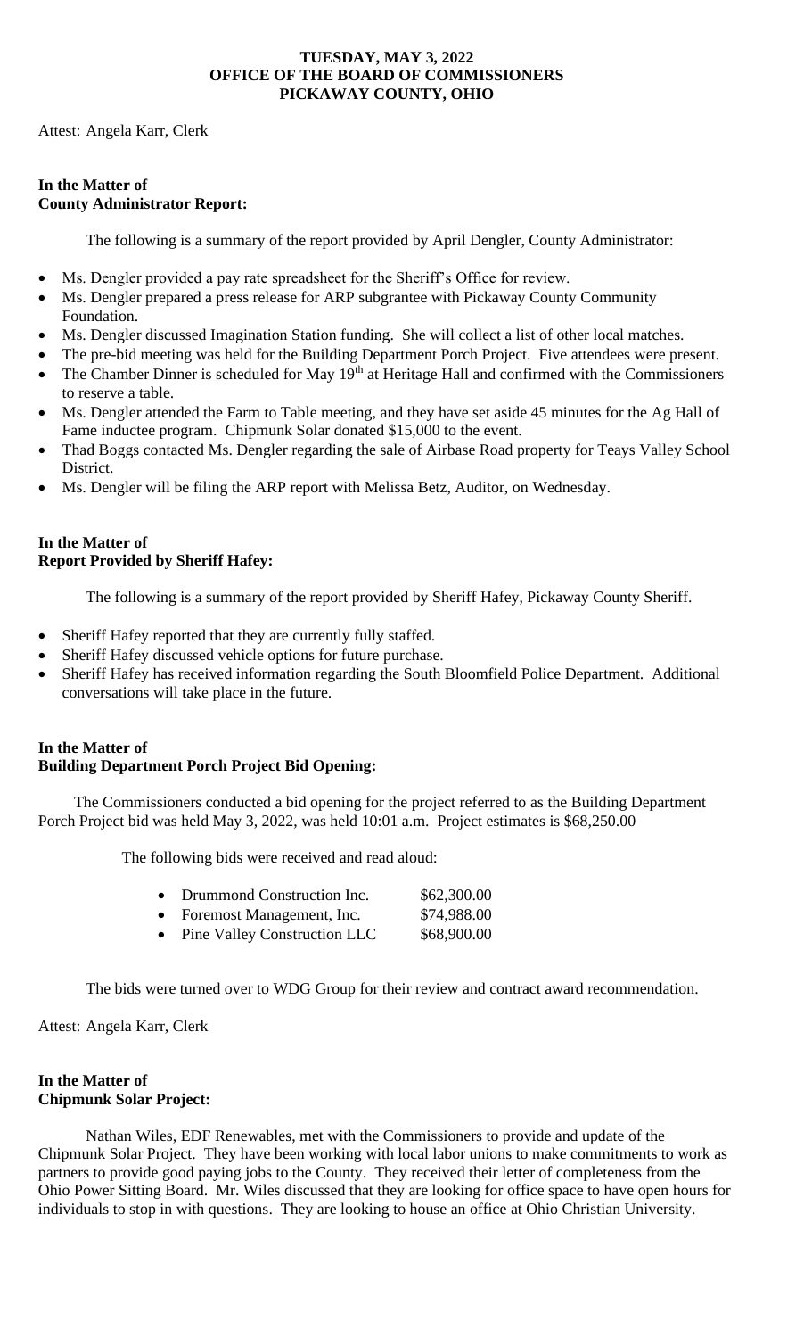**TUESDAY, MAY 3, 2022**
**OFFICE OF THE BOARD OF COMMISSIONERS**
**PICKAWAY COUNTY, OHIO**

Attest: Angela Karr, Clerk

**In the Matter of**
**County Administrator Report:**

The following is a summary of the report provided by April Dengler, County Administrator:

- Ms. Dengler provided a pay rate spreadsheet for the Sheriff's Office for review.
- Ms. Dengler prepared a press release for ARP subgrantee with Pickaway County Community Foundation.
- Ms. Dengler discussed Imagination Station funding. She will collect a list of other local matches.
- The pre-bid meeting was held for the Building Department Porch Project. Five attendees were present.
- The Chamber Dinner is scheduled for May 19th at Heritage Hall and confirmed with the Commissioners to reserve a table.
- Ms. Dengler attended the Farm to Table meeting, and they have set aside 45 minutes for the Ag Hall of Fame inductee program. Chipmunk Solar donated $15,000 to the event.
- Thad Boggs contacted Ms. Dengler regarding the sale of Airbase Road property for Teays Valley School District.
- Ms. Dengler will be filing the ARP report with Melissa Betz, Auditor, on Wednesday.

**In the Matter of**
**Report Provided by Sheriff Hafey:**

The following is a summary of the report provided by Sheriff Hafey, Pickaway County Sheriff.

- Sheriff Hafey reported that they are currently fully staffed.
- Sheriff Hafey discussed vehicle options for future purchase.
- Sheriff Hafey has received information regarding the South Bloomfield Police Department. Additional conversations will take place in the future.

**In the Matter of**
**Building Department Porch Project Bid Opening:**

The Commissioners conducted a bid opening for the project referred to as the Building Department Porch Project bid was held May 3, 2022, was held 10:01 a.m. Project estimates is $68,250.00

The following bids were received and read aloud:

- Drummond Construction Inc. $62,300.00
- Foremost Management, Inc. $74,988.00
- Pine Valley Construction LLC $68,900.00

The bids were turned over to WDG Group for their review and contract award recommendation.

Attest: Angela Karr, Clerk

**In the Matter of**
**Chipmunk Solar Project:**

Nathan Wiles, EDF Renewables, met with the Commissioners to provide and update of the Chipmunk Solar Project. They have been working with local labor unions to make commitments to work as partners to provide good paying jobs to the County. They received their letter of completeness from the Ohio Power Sitting Board. Mr. Wiles discussed that they are looking for office space to have open hours for individuals to stop in with questions. They are looking to house an office at Ohio Christian University.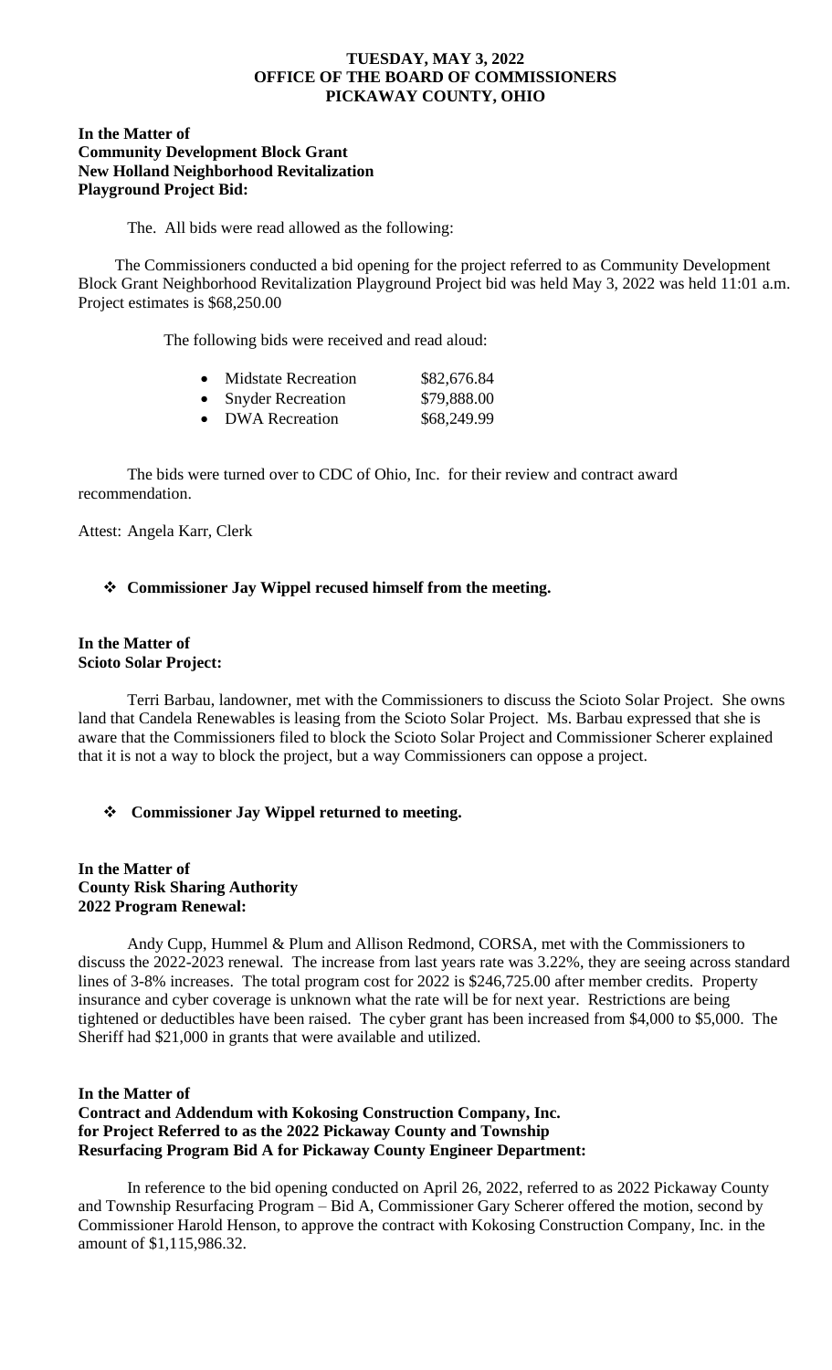**TUESDAY, MAY 3, 2022**
**OFFICE OF THE BOARD OF COMMISSIONERS**
**PICKAWAY COUNTY, OHIO**

**In the Matter of**
**Community Development Block Grant**
**New Holland Neighborhood Revitalization**
**Playground Project Bid:**

The. All bids were read allowed as the following:

The Commissioners conducted a bid opening for the project referred to as Community Development Block Grant Neighborhood Revitalization Playground Project bid was held May 3, 2022 was held 11:01 a.m. Project estimates is $68,250.00

The following bids were received and read aloud:

- Midstate Recreation $82,676.84
- Snyder Recreation $79,888.00
- DWA Recreation $68,249.99

The bids were turned over to CDC of Ohio, Inc. for their review and contract award recommendation.

Attest: Angela Karr, Clerk

- **Commissioner Jay Wippel recused himself from the meeting.**

**In the Matter of**
**Scioto Solar Project:**

Terri Barbau, landowner, met with the Commissioners to discuss the Scioto Solar Project. She owns land that Candela Renewables is leasing from the Scioto Solar Project. Ms. Barbau expressed that she is aware that the Commissioners filed to block the Scioto Solar Project and Commissioner Scherer explained that it is not a way to block the project, but a way Commissioners can oppose a project.

- **Commissioner Jay Wippel returned to meeting.**

**In the Matter of**
**County Risk Sharing Authority**
**2022 Program Renewal:**

Andy Cupp, Hummel & Plum and Allison Redmond, CORSA, met with the Commissioners to discuss the 2022-2023 renewal. The increase from last years rate was 3.22%, they are seeing across standard lines of 3-8% increases. The total program cost for 2022 is $246,725.00 after member credits. Property insurance and cyber coverage is unknown what the rate will be for next year. Restrictions are being tightened or deductibles have been raised. The cyber grant has been increased from $4,000 to $5,000. The Sheriff had $21,000 in grants that were available and utilized.

**In the Matter of**
**Contract and Addendum with Kokosing Construction Company, Inc.**
**for Project Referred to as the 2022 Pickaway County and Township**
**Resurfacing Program Bid A for Pickaway County Engineer Department:**

In reference to the bid opening conducted on April 26, 2022, referred to as 2022 Pickaway County and Township Resurfacing Program – Bid A, Commissioner Gary Scherer offered the motion, second by Commissioner Harold Henson, to approve the contract with Kokosing Construction Company, Inc. in the amount of $1,115,986.32.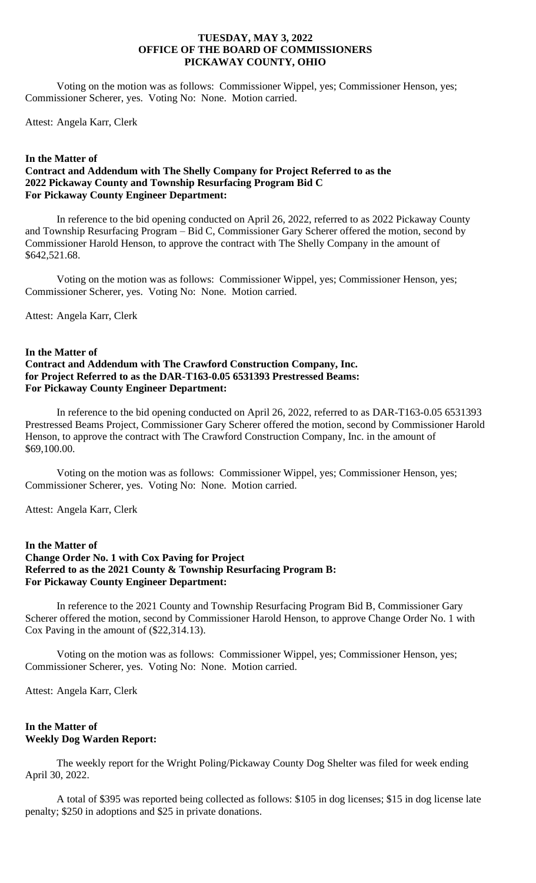Voting on the motion was as follows: Commissioner Wippel, yes; Commissioner Henson, yes; Commissioner Scherer, yes. Voting No: None. Motion carried.

Attest: Angela Karr, Clerk

**In the Matter of**
**Contract and Addendum with The Shelly Company for Project Referred to as the 2022 Pickaway County and Township Resurfacing Program Bid C**
**For Pickaway County Engineer Department:**

In reference to the bid opening conducted on April 26, 2022, referred to as 2022 Pickaway County and Township Resurfacing Program – Bid C, Commissioner Gary Scherer offered the motion, second by Commissioner Harold Henson, to approve the contract with The Shelly Company in the amount of $642,521.68.

Voting on the motion was as follows: Commissioner Wippel, yes; Commissioner Henson, yes; Commissioner Scherer, yes. Voting No: None. Motion carried.

Attest: Angela Karr, Clerk

**In the Matter of**
**Contract and Addendum with The Crawford Construction Company, Inc. for Project Referred to as the DAR-T163-0.05 6531393 Prestressed Beams:**
**For Pickaway County Engineer Department:**

In reference to the bid opening conducted on April 26, 2022, referred to as DAR-T163-0.05 6531393 Prestressed Beams Project, Commissioner Gary Scherer offered the motion, second by Commissioner Harold Henson, to approve the contract with The Crawford Construction Company, Inc. in the amount of $69,100.00.

Voting on the motion was as follows: Commissioner Wippel, yes; Commissioner Henson, yes; Commissioner Scherer, yes. Voting No: None. Motion carried.

Attest: Angela Karr, Clerk

**In the Matter of**
**Change Order No. 1 with Cox Paving for Project Referred to as the 2021 County & Township Resurfacing Program B:**
**For Pickaway County Engineer Department:**

In reference to the 2021 County and Township Resurfacing Program Bid B, Commissioner Gary Scherer offered the motion, second by Commissioner Harold Henson, to approve Change Order No. 1 with Cox Paving in the amount of ($22,314.13).

Voting on the motion was as follows: Commissioner Wippel, yes; Commissioner Henson, yes; Commissioner Scherer, yes. Voting No: None. Motion carried.

Attest: Angela Karr, Clerk

**In the Matter of**
**Weekly Dog Warden Report:**

The weekly report for the Wright Poling/Pickaway County Dog Shelter was filed for week ending April 30, 2022.

A total of $395 was reported being collected as follows: $105 in dog licenses; $15 in dog license late penalty; $250 in adoptions and $25 in private donations.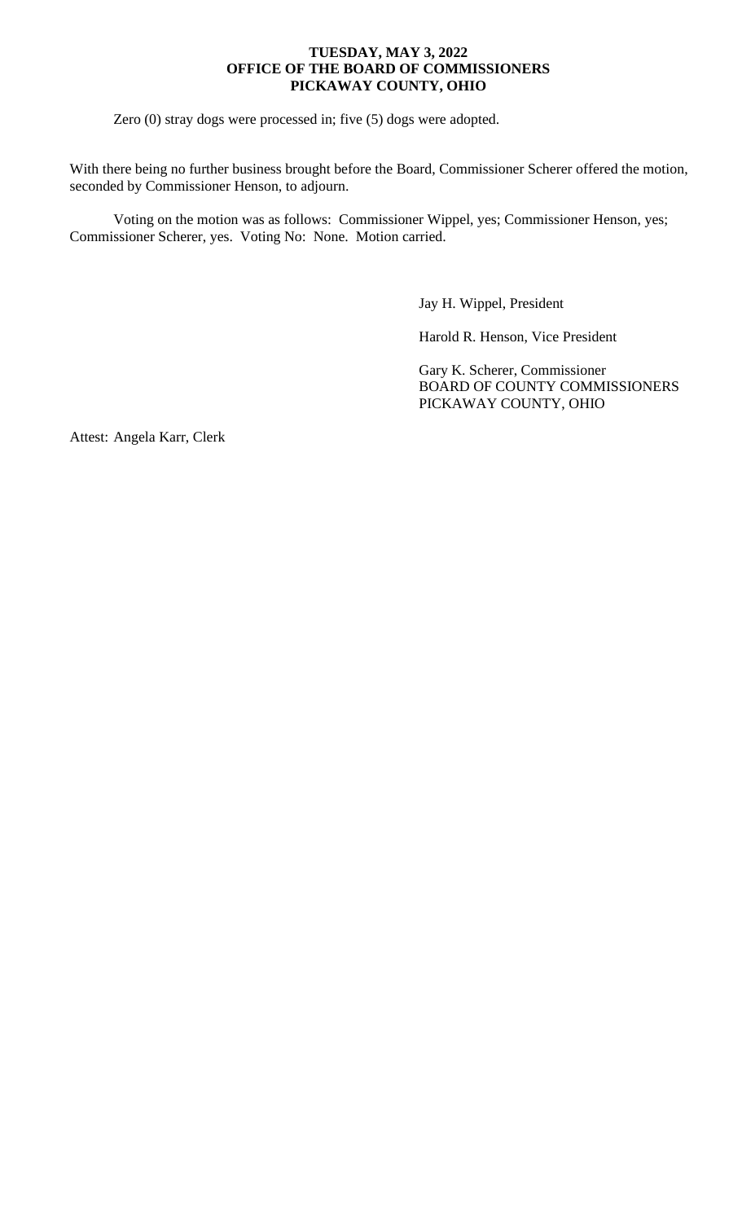Zero (0) stray dogs were processed in; five (5) dogs were adopted.

With there being no further business brought before the Board, Commissioner Scherer offered the motion, seconded by Commissioner Henson, to adjourn.

Voting on the motion was as follows: Commissioner Wippel, yes; Commissioner Henson, yes; Commissioner Scherer, yes. Voting No: None. Motion carried.

Jay H. Wippel, President

Harold R. Henson, Vice President

Gary K. Scherer, Commissioner
BOARD OF COUNTY COMMISSIONERS
PICKAWAY COUNTY, OHIO

Attest: Angela Karr, Clerk